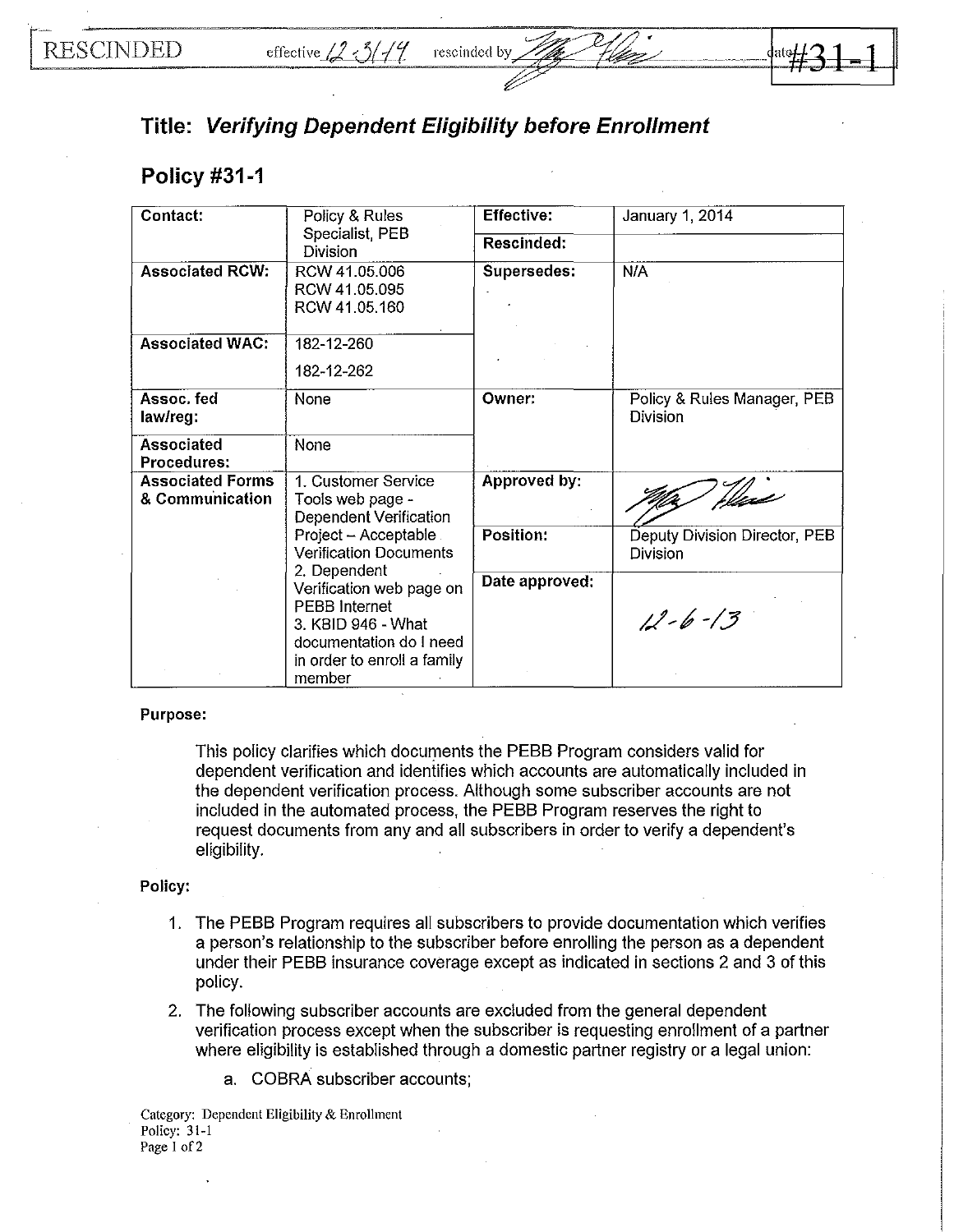RESCINDED effective 12-31-14 rescinded by [signature] date #31-1

# Title: *Verifying Dependent Eligibility before Enrollment*

## Policy #31-1

| Contact: | Policy & Rules Specialist, PEB Division | Effective: | January 1, 2014 |
|---|---|---|---|
| | | Rescinded: | |
| Associated RCW: | RCW 41.05.006<br>RCW 41.05.095<br>RCW 41.05.160 | Supersedes: | N/A |
| Associated WAC: | 182-12-260<br>182-12-262 | | |
| Assoc. fed law/reg: | None | Owner: | Policy & Rules Manager, PEB Division |
| Associated Procedures: | None | | |
| Associated Forms & Communication | 1. Customer Service Tools web page - Dependent Verification Project – Acceptable Verification Documents<br>2. Dependent Verification web page on PEBB Internet<br>3. KBID 946 - What documentation do I need in order to enroll a family member | Approved by: | [signature] |
| | | Position: | Deputy Division Director, PEB Division |
| | | Date approved: | 12-6-13 |

**Purpose:**

This policy clarifies which documents the PEBB Program considers valid for dependent verification and identifies which accounts are automatically included in the dependent verification process. Although some subscriber accounts are not included in the automated process, the PEBB Program reserves the right to request documents from any and all subscribers in order to verify a dependent's eligibility.

**Policy:**

1. The PEBB Program requires all subscribers to provide documentation which verifies a person's relationship to the subscriber before enrolling the person as a dependent under their PEBB insurance coverage except as indicated in sections 2 and 3 of this policy.
2. The following subscriber accounts are excluded from the general dependent verification process except when the subscriber is requesting enrollment of a partner where eligibility is established through a domestic partner registry or a legal union:
    a. COBRA subscriber accounts;

Category: Dependent Eligibility & Enrollment
Policy: 31-1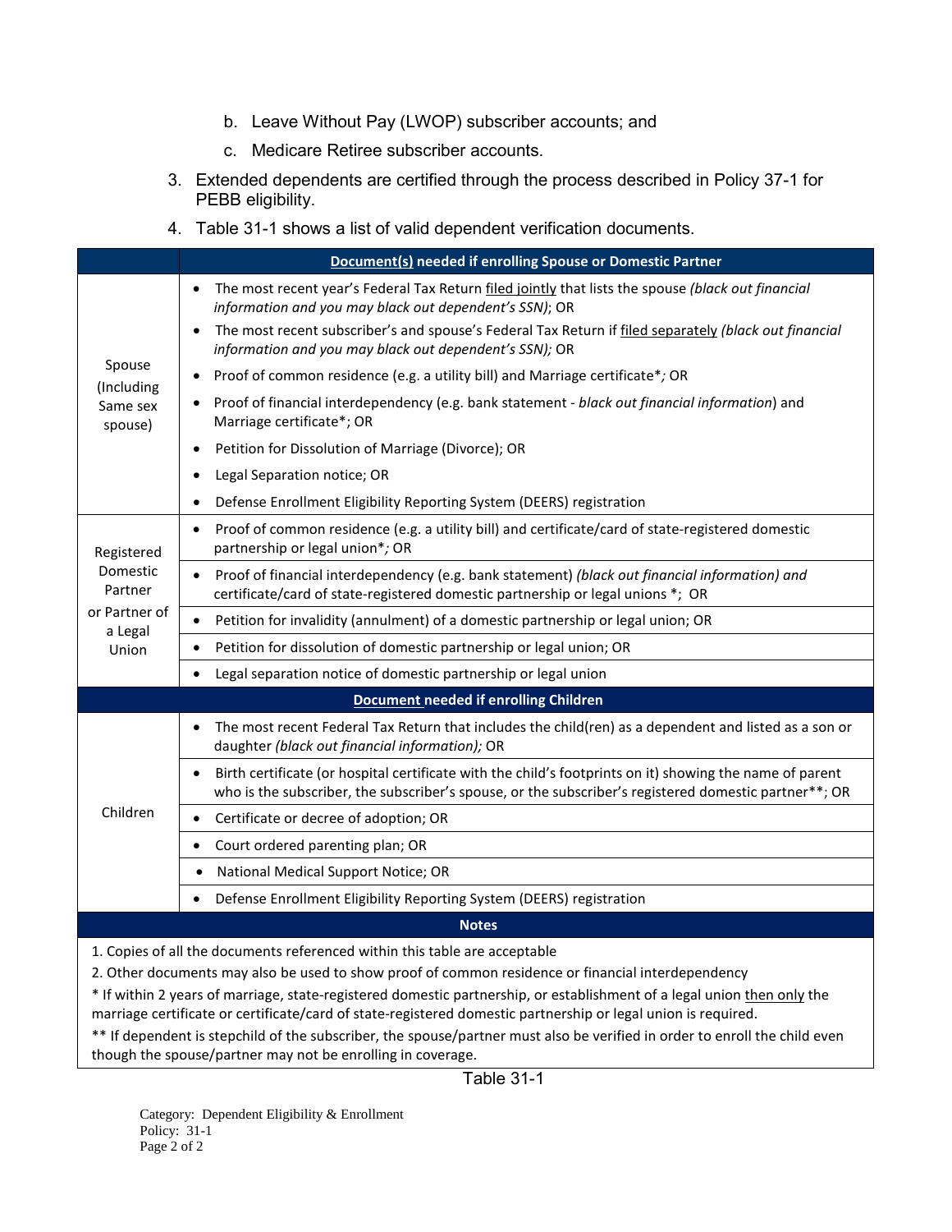b. Leave Without Pay (LWOP) subscriber accounts; and

c. Medicare Retiree subscriber accounts.

3. Extended dependents are certified through the process described in Policy 37-1 for PEBB eligibility.

4. Table 31-1 shows a list of valid dependent verification documents.

| | **Document(s) needed if enrolling Spouse or Domestic Partner** |
|---|---|
| Spouse (Including Same sex spouse) | • The most recent year's Federal Tax Return filed jointly that lists the spouse *(black out financial information and you may black out dependent's SSN)*; OR<br>• The most recent subscriber's and spouse's Federal Tax Return if filed separately *(black out financial information and you may black out dependent's SSN);* OR<br>• Proof of common residence (e.g. a utility bill) and Marriage certificate*; OR<br>• Proof of financial interdependency (e.g. bank statement - *black out financial information*) and Marriage certificate*; OR<br>• Petition for Dissolution of Marriage (Divorce); OR<br>• Legal Separation notice; OR<br>• Defense Enrollment Eligibility Reporting System (DEERS) registration |
| Registered Domestic Partner or Partner of a Legal Union | • Proof of common residence (e.g. a utility bill) and certificate/card of state-registered domestic partnership or legal union*; OR |
| | • Proof of financial interdependency (e.g. bank statement) *(black out financial information) and* certificate/card of state-registered domestic partnership or legal unions *; OR |
| | • Petition for invalidity (annulment) of a domestic partnership or legal union; OR |
| | • Petition for dissolution of domestic partnership or legal union; OR |
| | • Legal separation notice of domestic partnership or legal union |
| | **Document needed if enrolling Children** |
| Children | • The most recent Federal Tax Return that includes the child(ren) as a dependent and listed as a son or daughter *(black out financial information);* OR |
| | • Birth certificate (or hospital certificate with the child's footprints on it) showing the name of parent who is the subscriber, the subscriber's spouse, or the subscriber's registered domestic partner**; OR |
| | • Certificate or decree of adoption; OR |
| | • Court ordered parenting plan; OR |
| | • National Medical Support Notice; OR |
| | • Defense Enrollment Eligibility Reporting System (DEERS) registration |

**Notes**

1. Copies of all the documents referenced within this table are acceptable

2. Other documents may also be used to show proof of common residence or financial interdependency

* If within 2 years of marriage, state-registered domestic partnership, or establishment of a legal union then only the marriage certificate or certificate/card of state-registered domestic partnership or legal union is required.

** If dependent is stepchild of the subscriber, the spouse/partner must also be verified in order to enroll the child even though the spouse/partner may not be enrolling in coverage.

Table 31-1

Category: Dependent Eligibility & Enrollment
Policy: 31-1